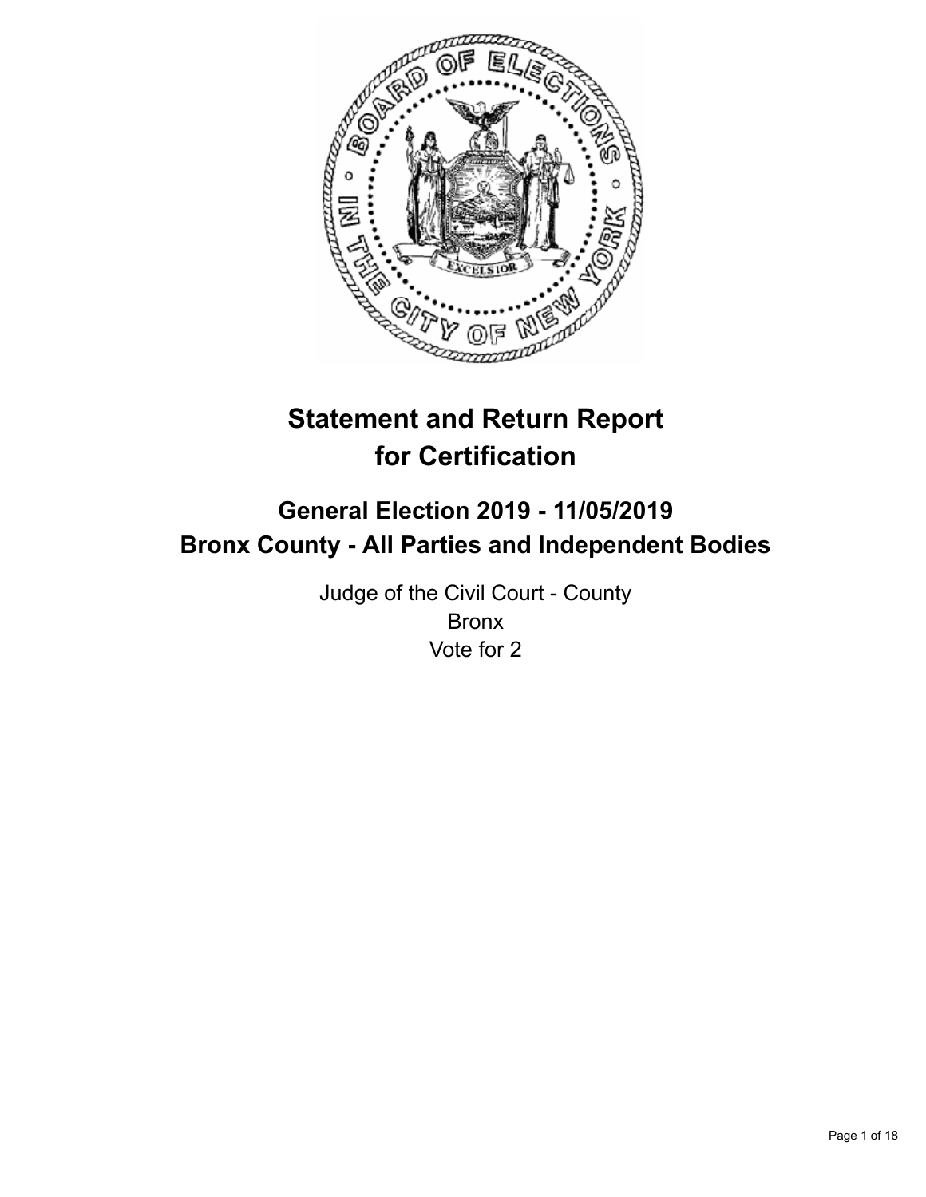# Statement and Return Report for Certification

## General Election 2019 - 11/05/2019
## Bronx County - All Parties and Independent Bodies

Judge of the Civil Court - County
Bronx
Vote for 2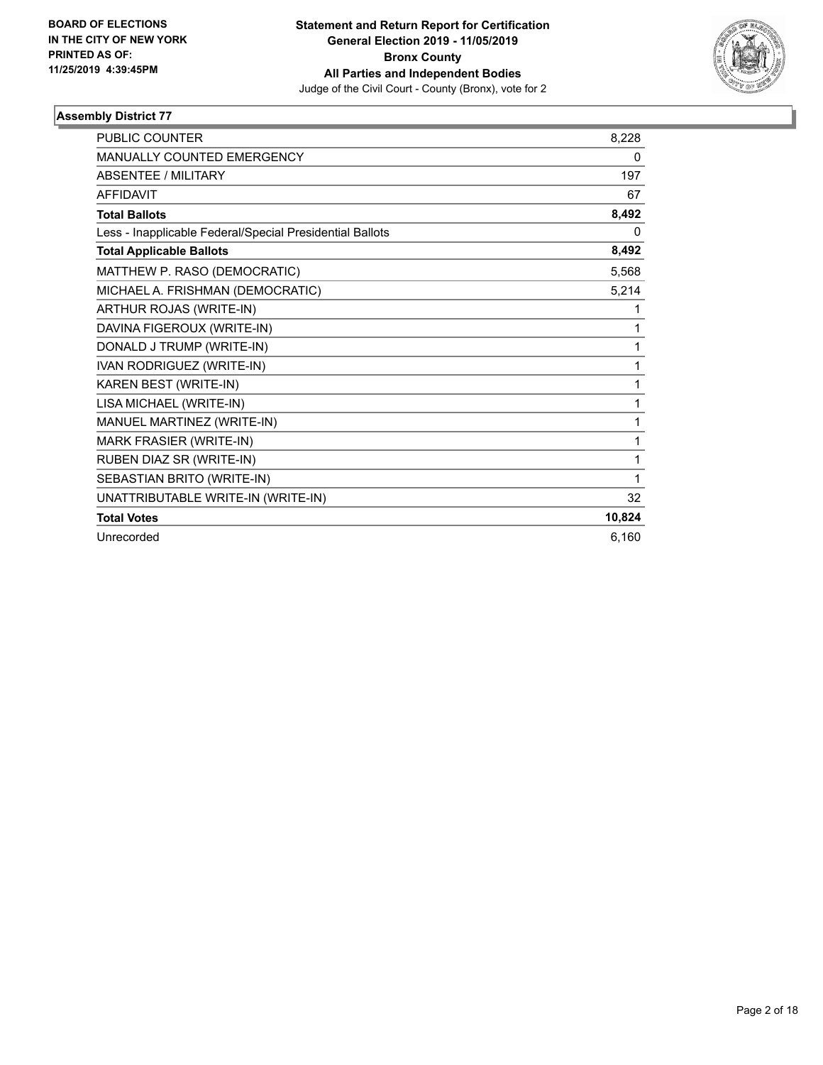**BOARD OF ELECTIONS IN THE CITY OF NEW YORK PRINTED AS OF: 11/25/2019 4:39:45PM**

**Statement and Return Report for Certification General Election 2019 - 11/05/2019 Bronx County All Parties and Independent Bodies**

Judge of the Civil Court - County (Bronx), vote for 2

### Assembly District 77

| | |
|---|---|
| PUBLIC COUNTER | 8,228 |
| MANUALLY COUNTED EMERGENCY | 0 |
| ABSENTEE / MILITARY | 197 |
| AFFIDAVIT | 67 |
| **Total Ballots** | **8,492** |
| Less - Inapplicable Federal/Special Presidential Ballots | 0 |
| **Total Applicable Ballots** | **8,492** |
| MATTHEW P. RASO (DEMOCRATIC) | 5,568 |
| MICHAEL A. FRISHMAN (DEMOCRATIC) | 5,214 |
| ARTHUR ROJAS (WRITE-IN) | 1 |
| DAVINA FIGEROUX (WRITE-IN) | 1 |
| DONALD J TRUMP (WRITE-IN) | 1 |
| IVAN RODRIGUEZ (WRITE-IN) | 1 |
| KAREN BEST (WRITE-IN) | 1 |
| LISA MICHAEL (WRITE-IN) | 1 |
| MANUEL MARTINEZ (WRITE-IN) | 1 |
| MARK FRASIER (WRITE-IN) | 1 |
| RUBEN DIAZ SR (WRITE-IN) | 1 |
| SEBASTIAN BRITO (WRITE-IN) | 1 |
| UNATTRIBUTABLE WRITE-IN (WRITE-IN) | 32 |
| **Total Votes** | **10,824** |
| Unrecorded | 6,160 |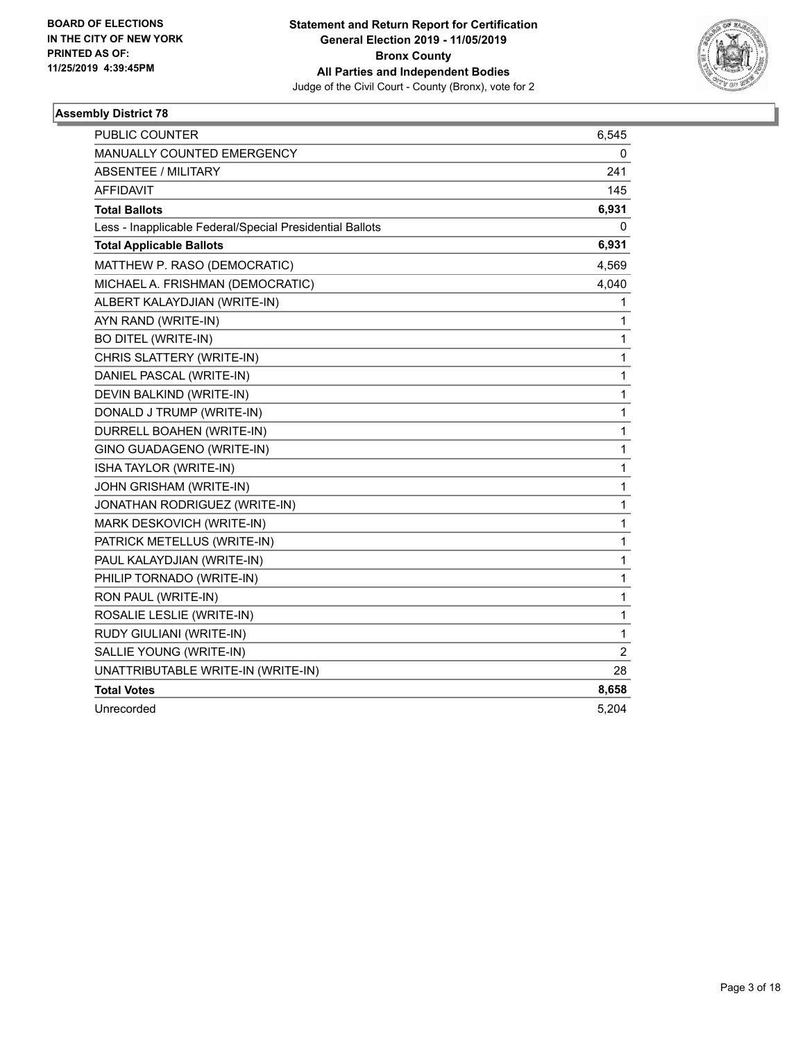BOARD OF ELECTIONS
IN THE CITY OF NEW YORK
PRINTED AS OF:
11/25/2019 4:39:45PM

**Statement and Return Report for Certification**
**General Election 2019 - 11/05/2019**
**Bronx County**
**All Parties and Independent Bodies**
Judge of the Civil Court - County (Bronx), vote for 2

## Assembly District 78

| | |
|---|---|
| PUBLIC COUNTER | 6,545 |
| MANUALLY COUNTED EMERGENCY | 0 |
| ABSENTEE / MILITARY | 241 |
| AFFIDAVIT | 145 |
| **Total Ballots** | **6,931** |
| Less - Inapplicable Federal/Special Presidential Ballots | 0 |
| **Total Applicable Ballots** | **6,931** |
| MATTHEW P. RASO (DEMOCRATIC) | 4,569 |
| MICHAEL A. FRISHMAN (DEMOCRATIC) | 4,040 |
| ALBERT KALAYDJIAN (WRITE-IN) | 1 |
| AYN RAND (WRITE-IN) | 1 |
| BO DITEL (WRITE-IN) | 1 |
| CHRIS SLATTERY (WRITE-IN) | 1 |
| DANIEL PASCAL (WRITE-IN) | 1 |
| DEVIN BALKIND (WRITE-IN) | 1 |
| DONALD J TRUMP (WRITE-IN) | 1 |
| DURRELL BOAHEN (WRITE-IN) | 1 |
| GINO GUADAGENO (WRITE-IN) | 1 |
| ISHA TAYLOR (WRITE-IN) | 1 |
| JOHN GRISHAM (WRITE-IN) | 1 |
| JONATHAN RODRIGUEZ (WRITE-IN) | 1 |
| MARK DESKOVICH (WRITE-IN) | 1 |
| PATRICK METELLUS (WRITE-IN) | 1 |
| PAUL KALAYDJIAN (WRITE-IN) | 1 |
| PHILIP TORNADO (WRITE-IN) | 1 |
| RON PAUL (WRITE-IN) | 1 |
| ROSALIE LESLIE (WRITE-IN) | 1 |
| RUDY GIULIANI (WRITE-IN) | 1 |
| SALLIE YOUNG (WRITE-IN) | 2 |
| UNATTRIBUTABLE WRITE-IN (WRITE-IN) | 28 |
| **Total Votes** | **8,658** |
| Unrecorded | 5,204 |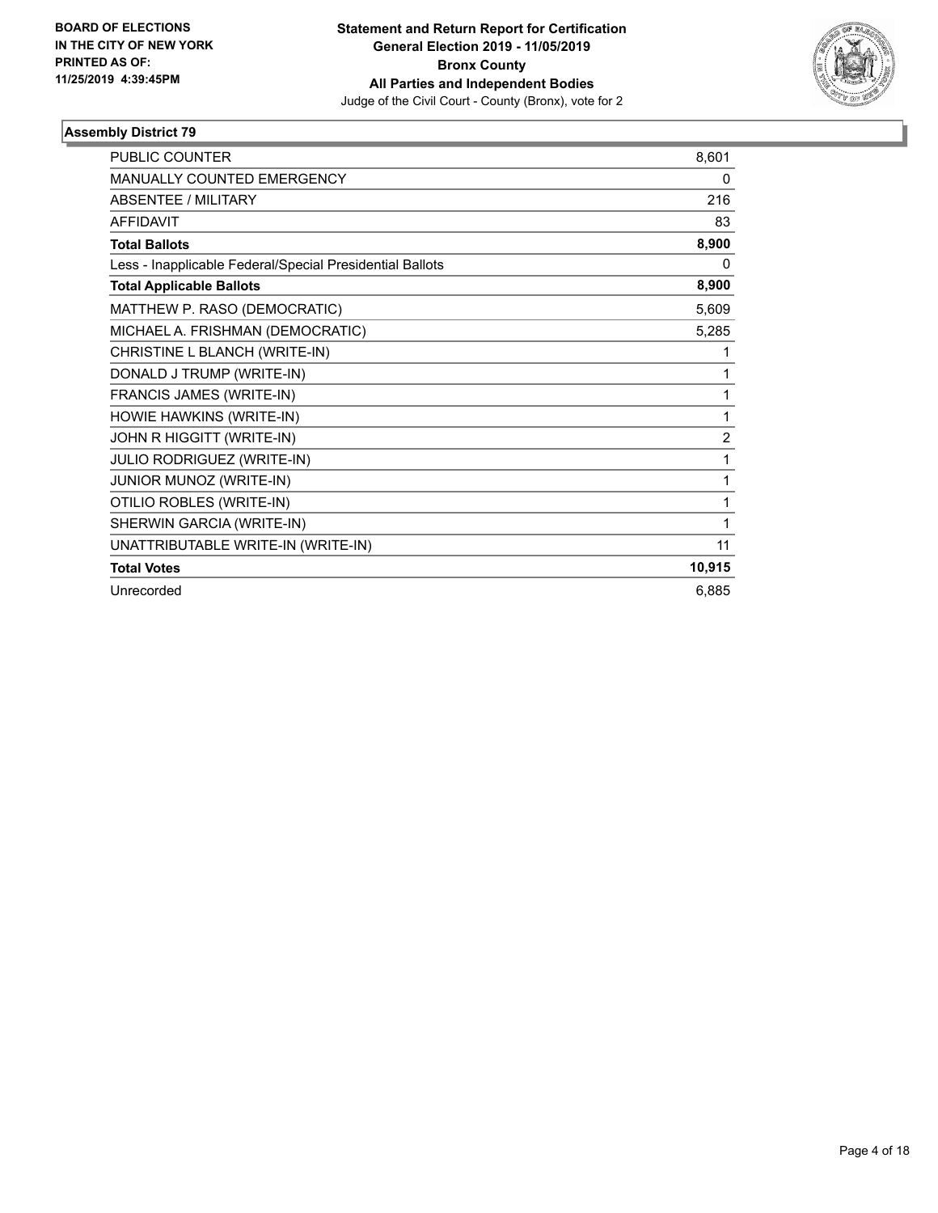**BOARD OF ELECTIONS IN THE CITY OF NEW YORK PRINTED AS OF: 11/25/2019 4:39:45PM**

**Statement and Return Report for Certification General Election 2019 - 11/05/2019 Bronx County All Parties and Independent Bodies**
Judge of the Civil Court - County (Bronx), vote for 2

### Assembly District 79

| | |
|---|---|
| PUBLIC COUNTER | 8,601 |
| MANUALLY COUNTED EMERGENCY | 0 |
| ABSENTEE / MILITARY | 216 |
| AFFIDAVIT | 83 |
| **Total Ballots** | **8,900** |
| Less - Inapplicable Federal/Special Presidential Ballots | 0 |
| **Total Applicable Ballots** | **8,900** |
| MATTHEW P. RASO (DEMOCRATIC) | 5,609 |
| MICHAEL A. FRISHMAN (DEMOCRATIC) | 5,285 |
| CHRISTINE L BLANCH (WRITE-IN) | 1 |
| DONALD J TRUMP (WRITE-IN) | 1 |
| FRANCIS JAMES (WRITE-IN) | 1 |
| HOWIE HAWKINS (WRITE-IN) | 1 |
| JOHN R HIGGITT (WRITE-IN) | 2 |
| JULIO RODRIGUEZ (WRITE-IN) | 1 |
| JUNIOR MUNOZ (WRITE-IN) | 1 |
| OTILIO ROBLES (WRITE-IN) | 1 |
| SHERWIN GARCIA (WRITE-IN) | 1 |
| UNATTRIBUTABLE WRITE-IN (WRITE-IN) | 11 |
| **Total Votes** | **10,915** |
| Unrecorded | 6,885 |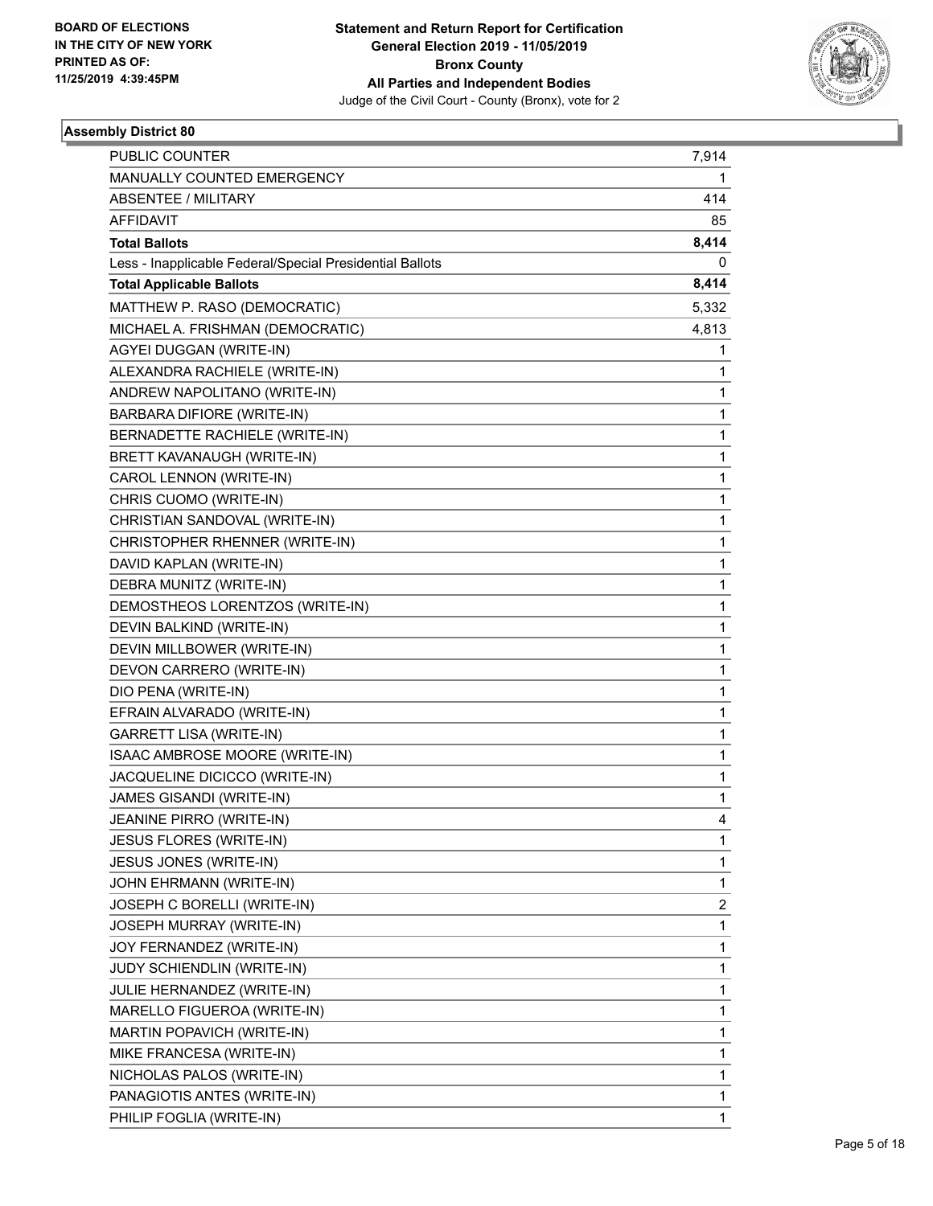**BOARD OF ELECTIONS IN THE CITY OF NEW YORK PRINTED AS OF: 11/25/2019 4:39:45PM**

**Statement and Return Report for Certification**
**General Election 2019 - 11/05/2019**
**Bronx County**
**All Parties and Independent Bodies**
Judge of the Civil Court - County (Bronx), vote for 2

## Assembly District 80

| | |
|---|---|
| PUBLIC COUNTER | 7,914 |
| MANUALLY COUNTED EMERGENCY | 1 |
| ABSENTEE / MILITARY | 414 |
| AFFIDAVIT | 85 |
| **Total Ballots** | **8,414** |
| Less - Inapplicable Federal/Special Presidential Ballots | 0 |
| **Total Applicable Ballots** | **8,414** |
| MATTHEW P. RASO (DEMOCRATIC) | 5,332 |
| MICHAEL A. FRISHMAN (DEMOCRATIC) | 4,813 |
| AGYEI DUGGAN (WRITE-IN) | 1 |
| ALEXANDRA RACHIELE (WRITE-IN) | 1 |
| ANDREW NAPOLITANO (WRITE-IN) | 1 |
| BARBARA DIFIORE (WRITE-IN) | 1 |
| BERNADETTE RACHIELE (WRITE-IN) | 1 |
| BRETT KAVANAUGH (WRITE-IN) | 1 |
| CAROL LENNON (WRITE-IN) | 1 |
| CHRIS CUOMO (WRITE-IN) | 1 |
| CHRISTIAN SANDOVAL (WRITE-IN) | 1 |
| CHRISTOPHER RHENNER (WRITE-IN) | 1 |
| DAVID KAPLAN (WRITE-IN) | 1 |
| DEBRA MUNITZ (WRITE-IN) | 1 |
| DEMOSTHEOS LORENTZOS (WRITE-IN) | 1 |
| DEVIN BALKIND (WRITE-IN) | 1 |
| DEVIN MILLBOWER (WRITE-IN) | 1 |
| DEVON CARRERO (WRITE-IN) | 1 |
| DIO PENA (WRITE-IN) | 1 |
| EFRAIN ALVARADO (WRITE-IN) | 1 |
| GARRETT LISA (WRITE-IN) | 1 |
| ISAAC AMBROSE MOORE (WRITE-IN) | 1 |
| JACQUELINE DICICCO (WRITE-IN) | 1 |
| JAMES GISANDI (WRITE-IN) | 1 |
| JEANINE PIRRO (WRITE-IN) | 4 |
| JESUS FLORES (WRITE-IN) | 1 |
| JESUS JONES (WRITE-IN) | 1 |
| JOHN EHRMANN (WRITE-IN) | 1 |
| JOSEPH C BORELLI (WRITE-IN) | 2 |
| JOSEPH MURRAY (WRITE-IN) | 1 |
| JOY FERNANDEZ (WRITE-IN) | 1 |
| JUDY SCHIENDLIN (WRITE-IN) | 1 |
| JULIE HERNANDEZ (WRITE-IN) | 1 |
| MARELLO FIGUEROA (WRITE-IN) | 1 |
| MARTIN POPAVICH (WRITE-IN) | 1 |
| MIKE FRANCESA (WRITE-IN) | 1 |
| NICHOLAS PALOS (WRITE-IN) | 1 |
| PANAGIOTIS ANTES (WRITE-IN) | 1 |
| PHILIP FOGLIA (WRITE-IN) | 1 |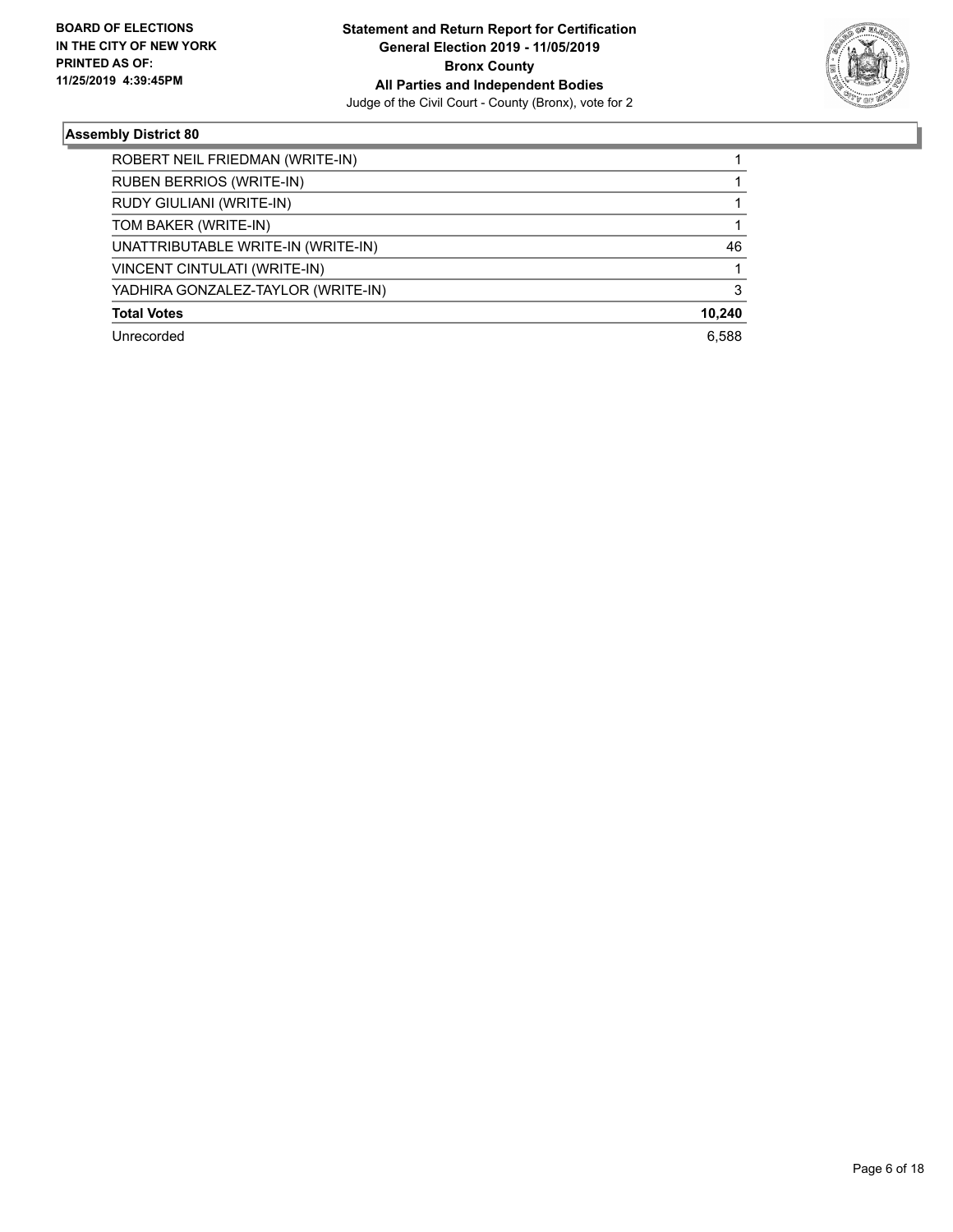**BOARD OF ELECTIONS IN THE CITY OF NEW YORK PRINTED AS OF: 11/25/2019 4:39:45PM**

**Statement and Return Report for Certification General Election 2019 - 11/05/2019 Bronx County All Parties and Independent Bodies**

Judge of the Civil Court - County (Bronx), vote for 2

### Assembly District 80

| | |
|---|---|
| ROBERT NEIL FRIEDMAN (WRITE-IN) | 1 |
| RUBEN BERRIOS (WRITE-IN) | 1 |
| RUDY GIULIANI (WRITE-IN) | 1 |
| TOM BAKER (WRITE-IN) | 1 |
| UNATTRIBUTABLE WRITE-IN (WRITE-IN) | 46 |
| VINCENT CINTULATI (WRITE-IN) | 1 |
| YADHIRA GONZALEZ-TAYLOR (WRITE-IN) | 3 |
| **Total Votes** | **10,240** |
| Unrecorded | 6,588 |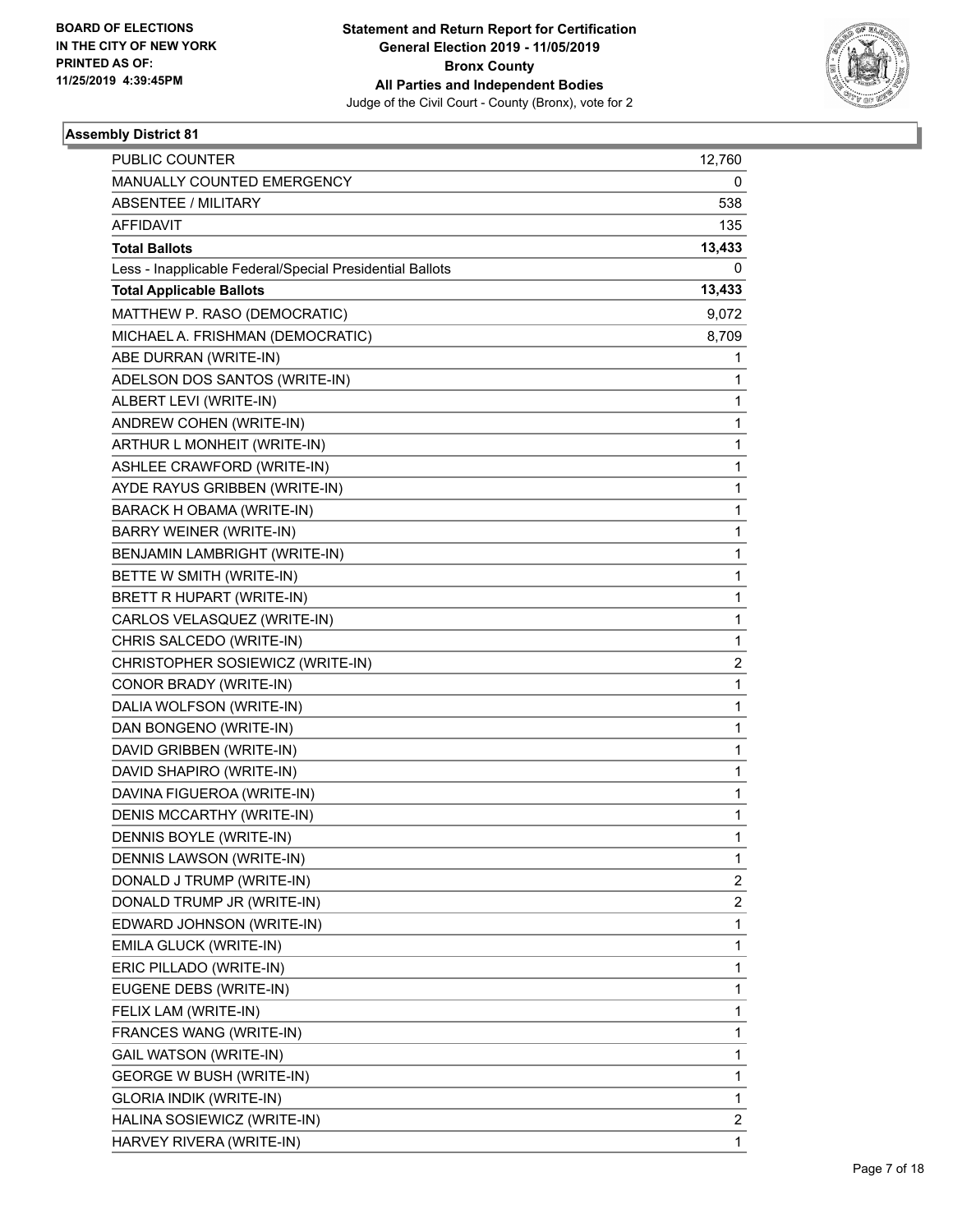**BOARD OF ELECTIONS IN THE CITY OF NEW YORK PRINTED AS OF: 11/25/2019 4:39:45PM**

**Statement and Return Report for Certification General Election 2019 - 11/05/2019 Bronx County All Parties and Independent Bodies**
Judge of the Civil Court - County (Bronx), vote for 2

**Assembly District 81**

| | |
|---|---|
| PUBLIC COUNTER | 12,760 |
| MANUALLY COUNTED EMERGENCY | 0 |
| ABSENTEE / MILITARY | 538 |
| AFFIDAVIT | 135 |
| **Total Ballots** | **13,433** |
| Less - Inapplicable Federal/Special Presidential Ballots | 0 |
| **Total Applicable Ballots** | **13,433** |
| MATTHEW P. RASO (DEMOCRATIC) | 9,072 |
| MICHAEL A. FRISHMAN (DEMOCRATIC) | 8,709 |
| ABE DURRAN (WRITE-IN) | 1 |
| ADELSON DOS SANTOS (WRITE-IN) | 1 |
| ALBERT LEVI (WRITE-IN) | 1 |
| ANDREW COHEN (WRITE-IN) | 1 |
| ARTHUR L MONHEIT (WRITE-IN) | 1 |
| ASHLEE CRAWFORD (WRITE-IN) | 1 |
| AYDE RAYUS GRIBBEN (WRITE-IN) | 1 |
| BARACK H OBAMA (WRITE-IN) | 1 |
| BARRY WEINER (WRITE-IN) | 1 |
| BENJAMIN LAMBRIGHT (WRITE-IN) | 1 |
| BETTE W SMITH (WRITE-IN) | 1 |
| BRETT R HUPART (WRITE-IN) | 1 |
| CARLOS VELASQUEZ (WRITE-IN) | 1 |
| CHRIS SALCEDO (WRITE-IN) | 1 |
| CHRISTOPHER SOSIEWICZ (WRITE-IN) | 2 |
| CONOR BRADY (WRITE-IN) | 1 |
| DALIA WOLFSON (WRITE-IN) | 1 |
| DAN BONGENO (WRITE-IN) | 1 |
| DAVID GRIBBEN (WRITE-IN) | 1 |
| DAVID SHAPIRO (WRITE-IN) | 1 |
| DAVINA FIGUEROA (WRITE-IN) | 1 |
| DENIS MCCARTHY (WRITE-IN) | 1 |
| DENNIS BOYLE (WRITE-IN) | 1 |
| DENNIS LAWSON (WRITE-IN) | 1 |
| DONALD J TRUMP (WRITE-IN) | 2 |
| DONALD TRUMP JR (WRITE-IN) | 2 |
| EDWARD JOHNSON (WRITE-IN) | 1 |
| EMILA GLUCK (WRITE-IN) | 1 |
| ERIC PILLADO (WRITE-IN) | 1 |
| EUGENE DEBS (WRITE-IN) | 1 |
| FELIX LAM (WRITE-IN) | 1 |
| FRANCES WANG (WRITE-IN) | 1 |
| GAIL WATSON (WRITE-IN) | 1 |
| GEORGE W BUSH (WRITE-IN) | 1 |
| GLORIA INDIK (WRITE-IN) | 1 |
| HALINA SOSIEWICZ (WRITE-IN) | 2 |
| HARVEY RIVERA (WRITE-IN) | 1 |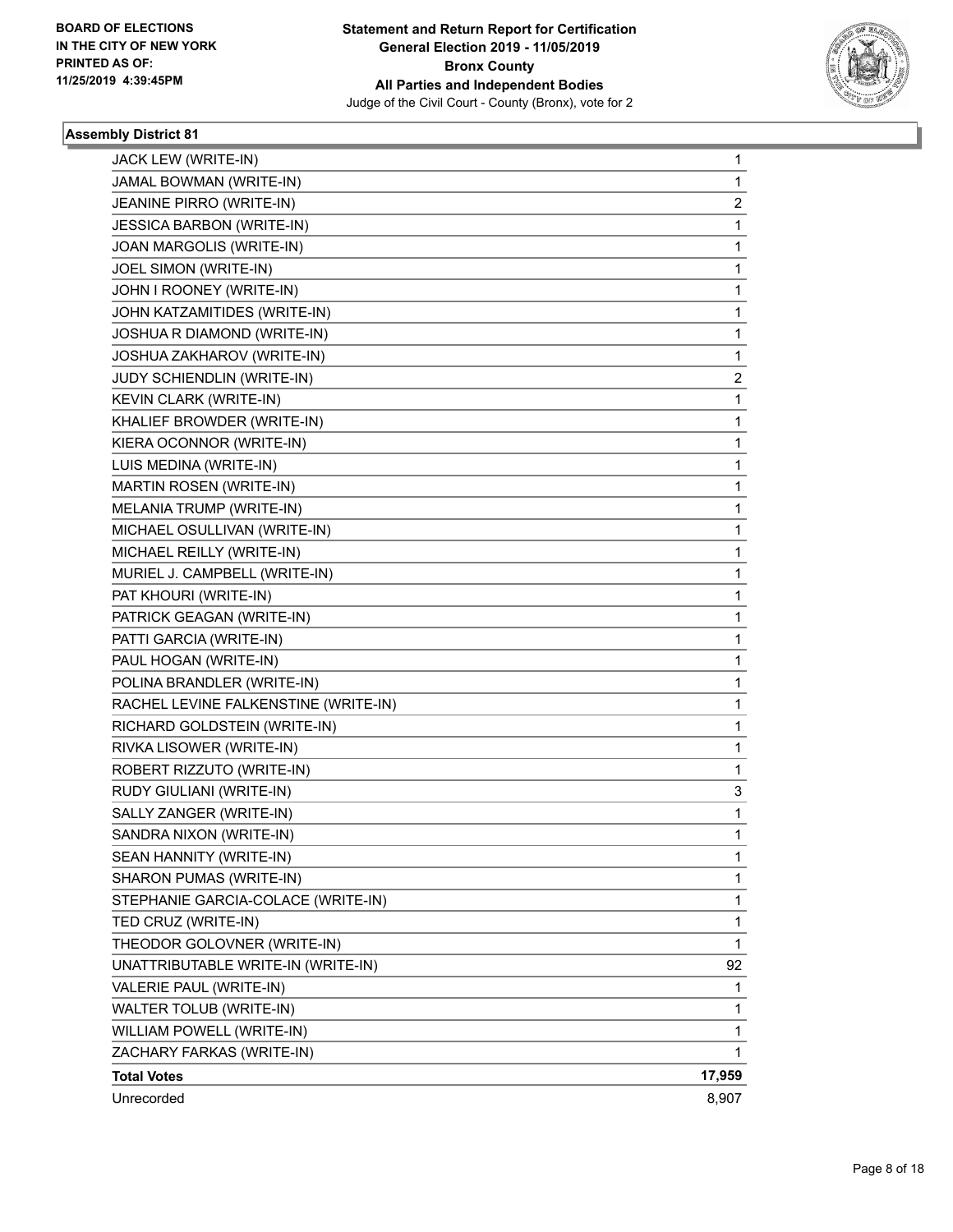**BOARD OF ELECTIONS IN THE CITY OF NEW YORK PRINTED AS OF: 11/25/2019 4:39:45PM**

**Statement and Return Report for Certification General Election 2019 - 11/05/2019 Bronx County All Parties and Independent Bodies**

Judge of the Civil Court - County (Bronx), vote for 2

### Assembly District 81

| Candidate | Votes |
|---|---|
| JACK LEW (WRITE-IN) | 1 |
| JAMAL BOWMAN (WRITE-IN) | 1 |
| JEANINE PIRRO (WRITE-IN) | 2 |
| JESSICA BARBON (WRITE-IN) | 1 |
| JOAN MARGOLIS (WRITE-IN) | 1 |
| JOEL SIMON (WRITE-IN) | 1 |
| JOHN I ROONEY (WRITE-IN) | 1 |
| JOHN KATZAMITIDES (WRITE-IN) | 1 |
| JOSHUA R DIAMOND (WRITE-IN) | 1 |
| JOSHUA ZAKHAROV (WRITE-IN) | 1 |
| JUDY SCHIENDLIN (WRITE-IN) | 2 |
| KEVIN CLARK (WRITE-IN) | 1 |
| KHALIEF BROWDER (WRITE-IN) | 1 |
| KIERA OCONNOR (WRITE-IN) | 1 |
| LUIS MEDINA (WRITE-IN) | 1 |
| MARTIN ROSEN (WRITE-IN) | 1 |
| MELANIA TRUMP (WRITE-IN) | 1 |
| MICHAEL OSULLIVAN (WRITE-IN) | 1 |
| MICHAEL REILLY (WRITE-IN) | 1 |
| MURIEL J. CAMPBELL (WRITE-IN) | 1 |
| PAT KHOURI (WRITE-IN) | 1 |
| PATRICK GEAGAN (WRITE-IN) | 1 |
| PATTI GARCIA (WRITE-IN) | 1 |
| PAUL HOGAN (WRITE-IN) | 1 |
| POLINA BRANDLER (WRITE-IN) | 1 |
| RACHEL LEVINE FALKENSTINE (WRITE-IN) | 1 |
| RICHARD GOLDSTEIN (WRITE-IN) | 1 |
| RIVKA LISOWER (WRITE-IN) | 1 |
| ROBERT RIZZUTO (WRITE-IN) | 1 |
| RUDY GIULIANI (WRITE-IN) | 3 |
| SALLY ZANGER (WRITE-IN) | 1 |
| SANDRA NIXON (WRITE-IN) | 1 |
| SEAN HANNITY (WRITE-IN) | 1 |
| SHARON PUMAS (WRITE-IN) | 1 |
| STEPHANIE GARCIA-COLACE (WRITE-IN) | 1 |
| TED CRUZ (WRITE-IN) | 1 |
| THEODOR GOLOVNER (WRITE-IN) | 1 |
| UNATTRIBUTABLE WRITE-IN (WRITE-IN) | 92 |
| VALERIE PAUL (WRITE-IN) | 1 |
| WALTER TOLUB (WRITE-IN) | 1 |
| WILLIAM POWELL (WRITE-IN) | 1 |
| ZACHARY FARKAS (WRITE-IN) | 1 |
| **Total Votes** | **17,959** |
| Unrecorded | 8,907 |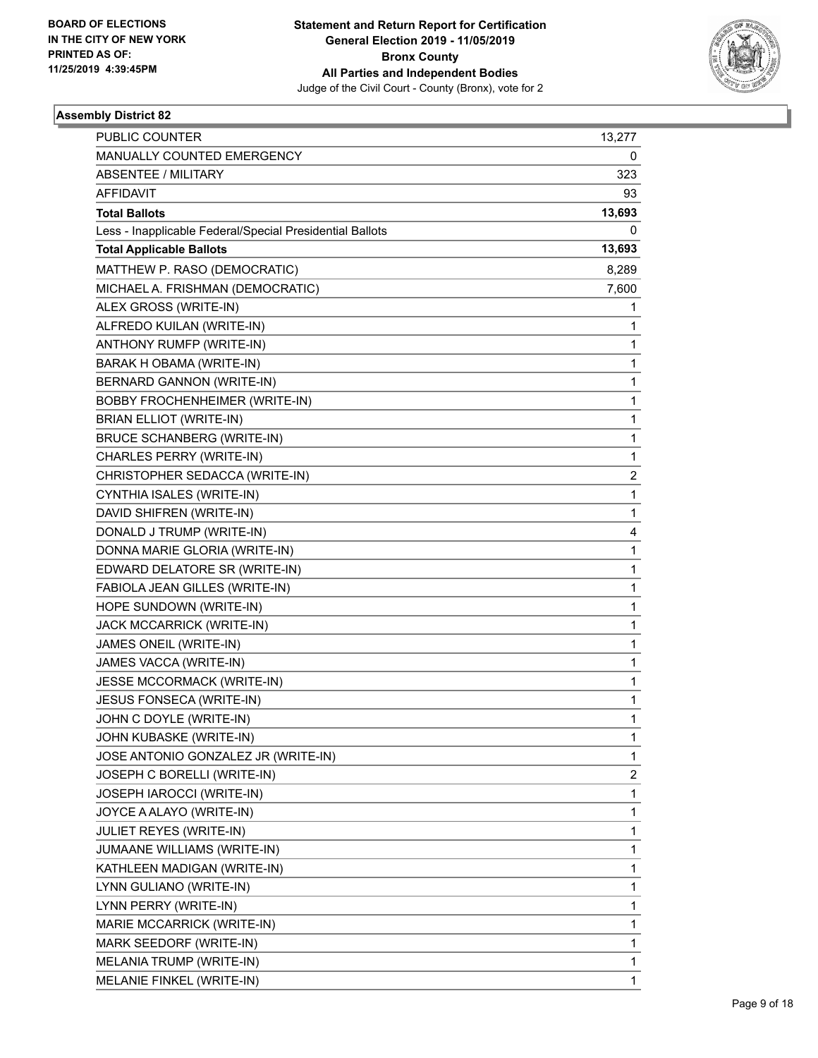**BOARD OF ELECTIONS IN THE CITY OF NEW YORK PRINTED AS OF: 11/25/2019 4:39:45PM**

**Statement and Return Report for Certification General Election 2019 - 11/05/2019 Bronx County All Parties and Independent Bodies**
Judge of the Civil Court - County (Bronx), vote for 2

### Assembly District 82

| | |
|---|---|
| PUBLIC COUNTER | 13,277 |
| MANUALLY COUNTED EMERGENCY | 0 |
| ABSENTEE / MILITARY | 323 |
| AFFIDAVIT | 93 |
| **Total Ballots** | **13,693** |
| Less - Inapplicable Federal/Special Presidential Ballots | 0 |
| **Total Applicable Ballots** | **13,693** |
| MATTHEW P. RASO (DEMOCRATIC) | 8,289 |
| MICHAEL A. FRISHMAN (DEMOCRATIC) | 7,600 |
| ALEX GROSS (WRITE-IN) | 1 |
| ALFREDO KUILAN (WRITE-IN) | 1 |
| ANTHONY RUMFP (WRITE-IN) | 1 |
| BARAK H OBAMA (WRITE-IN) | 1 |
| BERNARD GANNON (WRITE-IN) | 1 |
| BOBBY FROCHENHEIMER (WRITE-IN) | 1 |
| BRIAN ELLIOT (WRITE-IN) | 1 |
| BRUCE SCHANBERG (WRITE-IN) | 1 |
| CHARLES PERRY (WRITE-IN) | 1 |
| CHRISTOPHER SEDACCA (WRITE-IN) | 2 |
| CYNTHIA ISALES (WRITE-IN) | 1 |
| DAVID SHIFREN (WRITE-IN) | 1 |
| DONALD J TRUMP (WRITE-IN) | 4 |
| DONNA MARIE GLORIA (WRITE-IN) | 1 |
| EDWARD DELATORE SR (WRITE-IN) | 1 |
| FABIOLA JEAN GILLES (WRITE-IN) | 1 |
| HOPE SUNDOWN (WRITE-IN) | 1 |
| JACK MCCARRICK (WRITE-IN) | 1 |
| JAMES ONEIL (WRITE-IN) | 1 |
| JAMES VACCA (WRITE-IN) | 1 |
| JESSE MCCORMACK (WRITE-IN) | 1 |
| JESUS FONSECA (WRITE-IN) | 1 |
| JOHN C DOYLE (WRITE-IN) | 1 |
| JOHN KUBASKE (WRITE-IN) | 1 |
| JOSE ANTONIO GONZALEZ JR (WRITE-IN) | 1 |
| JOSEPH C BORELLI (WRITE-IN) | 2 |
| JOSEPH IAROCCI (WRITE-IN) | 1 |
| JOYCE A ALAYO (WRITE-IN) | 1 |
| JULIET REYES (WRITE-IN) | 1 |
| JUMAANE WILLIAMS (WRITE-IN) | 1 |
| KATHLEEN MADIGAN (WRITE-IN) | 1 |
| LYNN GULIANO (WRITE-IN) | 1 |
| LYNN PERRY (WRITE-IN) | 1 |
| MARIE MCCARRICK (WRITE-IN) | 1 |
| MARK SEEDORF (WRITE-IN) | 1 |
| MELANIA TRUMP (WRITE-IN) | 1 |
| MELANIE FINKEL (WRITE-IN) | 1 |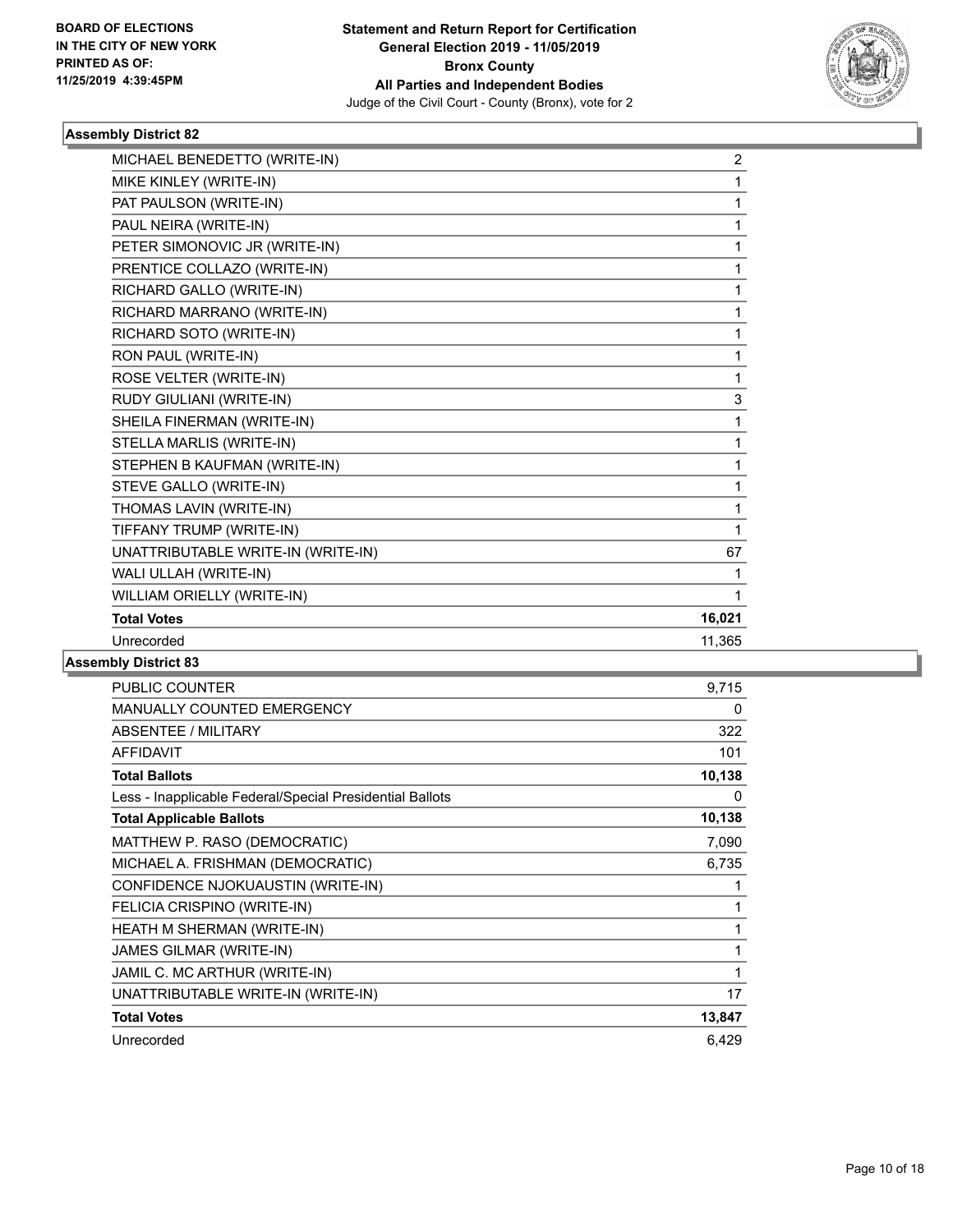**Statement and Return Report for Certification**
**General Election 2019 - 11/05/2019**
**Bronx County**
**All Parties and Independent Bodies**
Judge of the Civil Court - County (Bronx), vote for 2

BOARD OF ELECTIONS
IN THE CITY OF NEW YORK
PRINTED AS OF:
11/25/2019 4:39:45PM

### Assembly District 82

| | |
|---|---|
| MICHAEL BENEDETTO (WRITE-IN) | 2 |
| MIKE KINLEY (WRITE-IN) | 1 |
| PAT PAULSON (WRITE-IN) | 1 |
| PAUL NEIRA (WRITE-IN) | 1 |
| PETER SIMONOVIC JR (WRITE-IN) | 1 |
| PRENTICE COLLAZO (WRITE-IN) | 1 |
| RICHARD GALLO (WRITE-IN) | 1 |
| RICHARD MARRANO (WRITE-IN) | 1 |
| RICHARD SOTO (WRITE-IN) | 1 |
| RON PAUL (WRITE-IN) | 1 |
| ROSE VELTER (WRITE-IN) | 1 |
| RUDY GIULIANI (WRITE-IN) | 3 |
| SHEILA FINERMAN (WRITE-IN) | 1 |
| STELLA MARLIS (WRITE-IN) | 1 |
| STEPHEN B KAUFMAN (WRITE-IN) | 1 |
| STEVE GALLO (WRITE-IN) | 1 |
| THOMAS LAVIN (WRITE-IN) | 1 |
| TIFFANY TRUMP (WRITE-IN) | 1 |
| UNATTRIBUTABLE WRITE-IN (WRITE-IN) | 67 |
| WALI ULLAH (WRITE-IN) | 1 |
| WILLIAM ORIELLY (WRITE-IN) | 1 |
| **Total Votes** | **16,021** |
| Unrecorded | 11,365 |

### Assembly District 83

| | |
|---|---|
| PUBLIC COUNTER | 9,715 |
| MANUALLY COUNTED EMERGENCY | 0 |
| ABSENTEE / MILITARY | 322 |
| AFFIDAVIT | 101 |
| **Total Ballots** | **10,138** |
| Less - Inapplicable Federal/Special Presidential Ballots | 0 |
| **Total Applicable Ballots** | **10,138** |
| MATTHEW P. RASO (DEMOCRATIC) | 7,090 |
| MICHAEL A. FRISHMAN (DEMOCRATIC) | 6,735 |
| CONFIDENCE NJOKUAUSTIN (WRITE-IN) | 1 |
| FELICIA CRISPINO (WRITE-IN) | 1 |
| HEATH M SHERMAN (WRITE-IN) | 1 |
| JAMES GILMAR (WRITE-IN) | 1 |
| JAMIL C. MC ARTHUR (WRITE-IN) | 1 |
| UNATTRIBUTABLE WRITE-IN (WRITE-IN) | 17 |
| **Total Votes** | **13,847** |
| Unrecorded | 6,429 |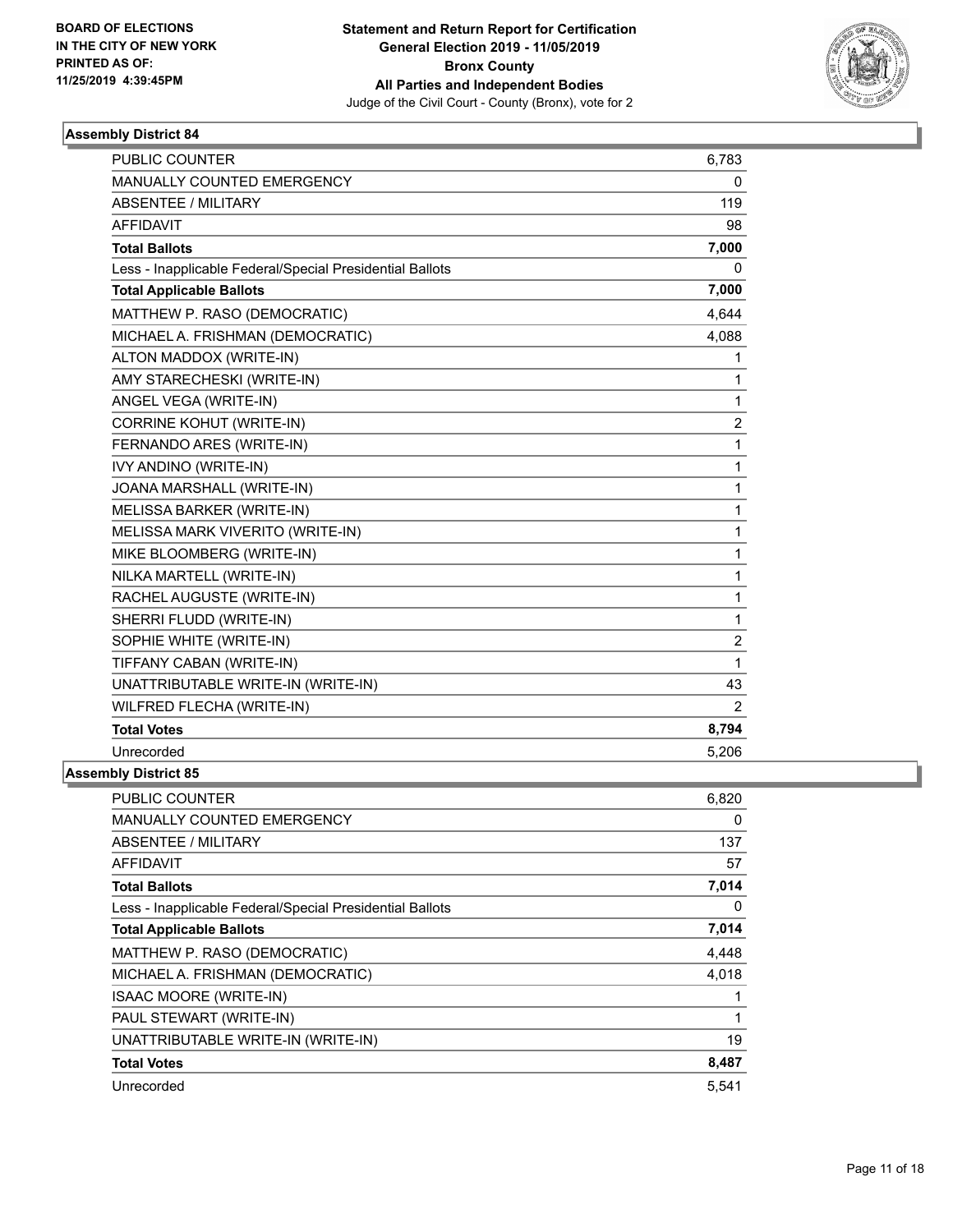**BOARD OF ELECTIONS IN THE CITY OF NEW YORK PRINTED AS OF: 11/25/2019 4:39:45PM**

**Statement and Return Report for Certification General Election 2019 - 11/05/2019 Bronx County All Parties and Independent Bodies**
Judge of the Civil Court - County (Bronx), vote for 2

### Assembly District 84

| | |
|---|---|
| PUBLIC COUNTER | 6,783 |
| MANUALLY COUNTED EMERGENCY | 0 |
| ABSENTEE / MILITARY | 119 |
| AFFIDAVIT | 98 |
| **Total Ballots** | **7,000** |
| Less - Inapplicable Federal/Special Presidential Ballots | 0 |
| **Total Applicable Ballots** | **7,000** |
| MATTHEW P. RASO (DEMOCRATIC) | 4,644 |
| MICHAEL A. FRISHMAN (DEMOCRATIC) | 4,088 |
| ALTON MADDOX (WRITE-IN) | 1 |
| AMY STARECHESKI (WRITE-IN) | 1 |
| ANGEL VEGA (WRITE-IN) | 1 |
| CORRINE KOHUT (WRITE-IN) | 2 |
| FERNANDO ARES (WRITE-IN) | 1 |
| IVY ANDINO (WRITE-IN) | 1 |
| JOANA MARSHALL (WRITE-IN) | 1 |
| MELISSA BARKER (WRITE-IN) | 1 |
| MELISSA MARK VIVERITO (WRITE-IN) | 1 |
| MIKE BLOOMBERG (WRITE-IN) | 1 |
| NILKA MARTELL (WRITE-IN) | 1 |
| RACHEL AUGUSTE (WRITE-IN) | 1 |
| SHERRI FLUDD (WRITE-IN) | 1 |
| SOPHIE WHITE (WRITE-IN) | 2 |
| TIFFANY CABAN (WRITE-IN) | 1 |
| UNATTRIBUTABLE WRITE-IN (WRITE-IN) | 43 |
| WILFRED FLECHA (WRITE-IN) | 2 |
| **Total Votes** | **8,794** |
| Unrecorded | 5,206 |

### Assembly District 85

| | |
|---|---|
| PUBLIC COUNTER | 6,820 |
| MANUALLY COUNTED EMERGENCY | 0 |
| ABSENTEE / MILITARY | 137 |
| AFFIDAVIT | 57 |
| **Total Ballots** | **7,014** |
| Less - Inapplicable Federal/Special Presidential Ballots | 0 |
| **Total Applicable Ballots** | **7,014** |
| MATTHEW P. RASO (DEMOCRATIC) | 4,448 |
| MICHAEL A. FRISHMAN (DEMOCRATIC) | 4,018 |
| ISAAC MOORE (WRITE-IN) | 1 |
| PAUL STEWART (WRITE-IN) | 1 |
| UNATTRIBUTABLE WRITE-IN (WRITE-IN) | 19 |
| **Total Votes** | **8,487** |
| Unrecorded | 5,541 |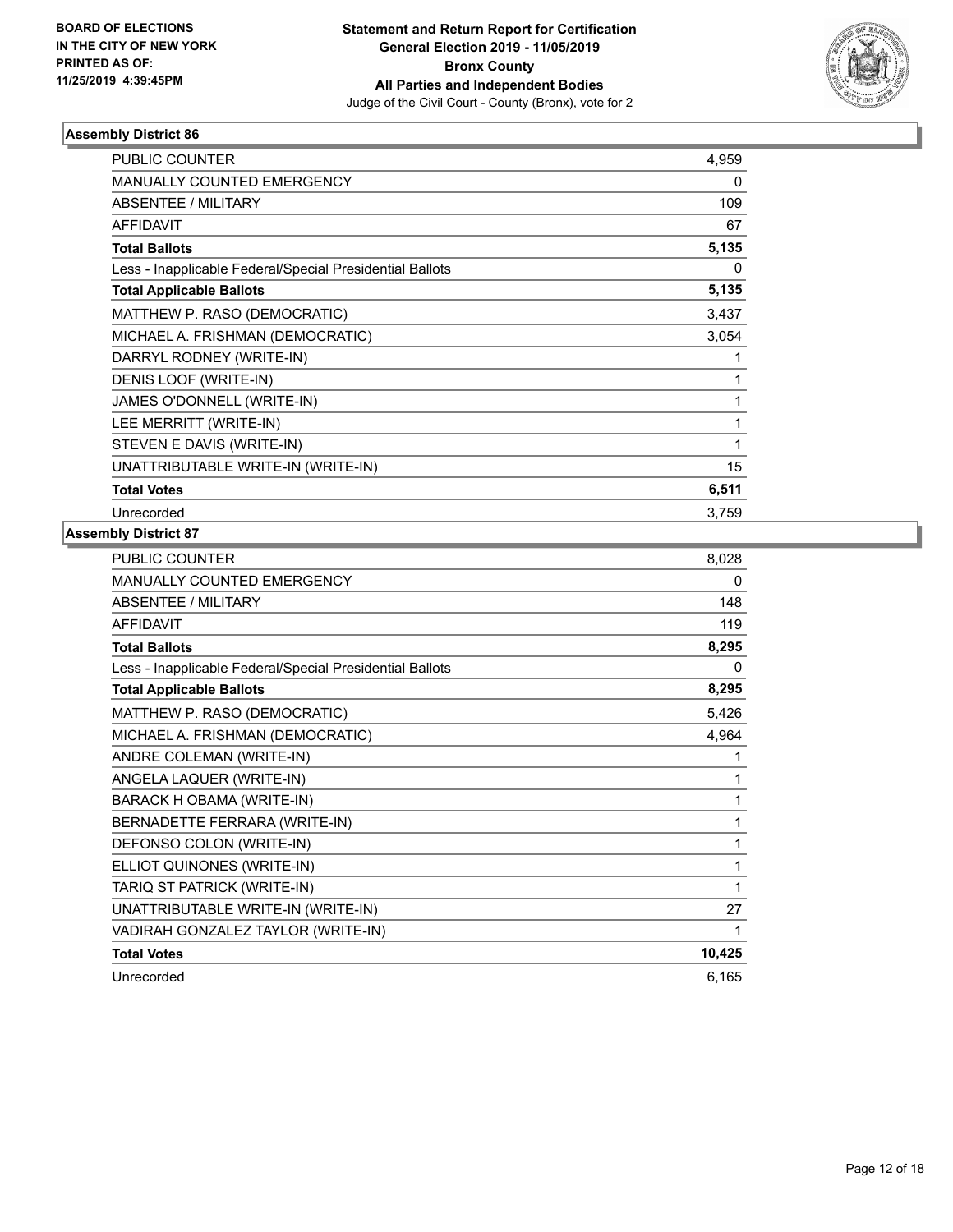BOARD OF ELECTIONS
IN THE CITY OF NEW YORK
PRINTED AS OF:
11/25/2019 4:39:45PM

**Statement and Return Report for Certification**
**General Election 2019 - 11/05/2019**
**Bronx County**
**All Parties and Independent Bodies**
Judge of the Civil Court - County (Bronx), vote for 2

### Assembly District 86

| | |
|---|---|
| PUBLIC COUNTER | 4,959 |
| MANUALLY COUNTED EMERGENCY | 0 |
| ABSENTEE / MILITARY | 109 |
| AFFIDAVIT | 67 |
| **Total Ballots** | **5,135** |
| Less - Inapplicable Federal/Special Presidential Ballots | 0 |
| **Total Applicable Ballots** | **5,135** |
| MATTHEW P. RASO (DEMOCRATIC) | 3,437 |
| MICHAEL A. FRISHMAN (DEMOCRATIC) | 3,054 |
| DARRYL RODNEY (WRITE-IN) | 1 |
| DENIS LOOF (WRITE-IN) | 1 |
| JAMES O'DONNELL (WRITE-IN) | 1 |
| LEE MERRITT (WRITE-IN) | 1 |
| STEVEN E DAVIS (WRITE-IN) | 1 |
| UNATTRIBUTABLE WRITE-IN (WRITE-IN) | 15 |
| **Total Votes** | **6,511** |
| Unrecorded | 3,759 |

### Assembly District 87

| | |
|---|---|
| PUBLIC COUNTER | 8,028 |
| MANUALLY COUNTED EMERGENCY | 0 |
| ABSENTEE / MILITARY | 148 |
| AFFIDAVIT | 119 |
| **Total Ballots** | **8,295** |
| Less - Inapplicable Federal/Special Presidential Ballots | 0 |
| **Total Applicable Ballots** | **8,295** |
| MATTHEW P. RASO (DEMOCRATIC) | 5,426 |
| MICHAEL A. FRISHMAN (DEMOCRATIC) | 4,964 |
| ANDRE COLEMAN (WRITE-IN) | 1 |
| ANGELA LAQUER (WRITE-IN) | 1 |
| BARACK H OBAMA (WRITE-IN) | 1 |
| BERNADETTE FERRARA (WRITE-IN) | 1 |
| DEFONSO COLON (WRITE-IN) | 1 |
| ELLIOT QUINONES (WRITE-IN) | 1 |
| TARIQ ST PATRICK (WRITE-IN) | 1 |
| UNATTRIBUTABLE WRITE-IN (WRITE-IN) | 27 |
| VADIRAH GONZALEZ TAYLOR (WRITE-IN) | 1 |
| **Total Votes** | **10,425** |
| Unrecorded | 6,165 |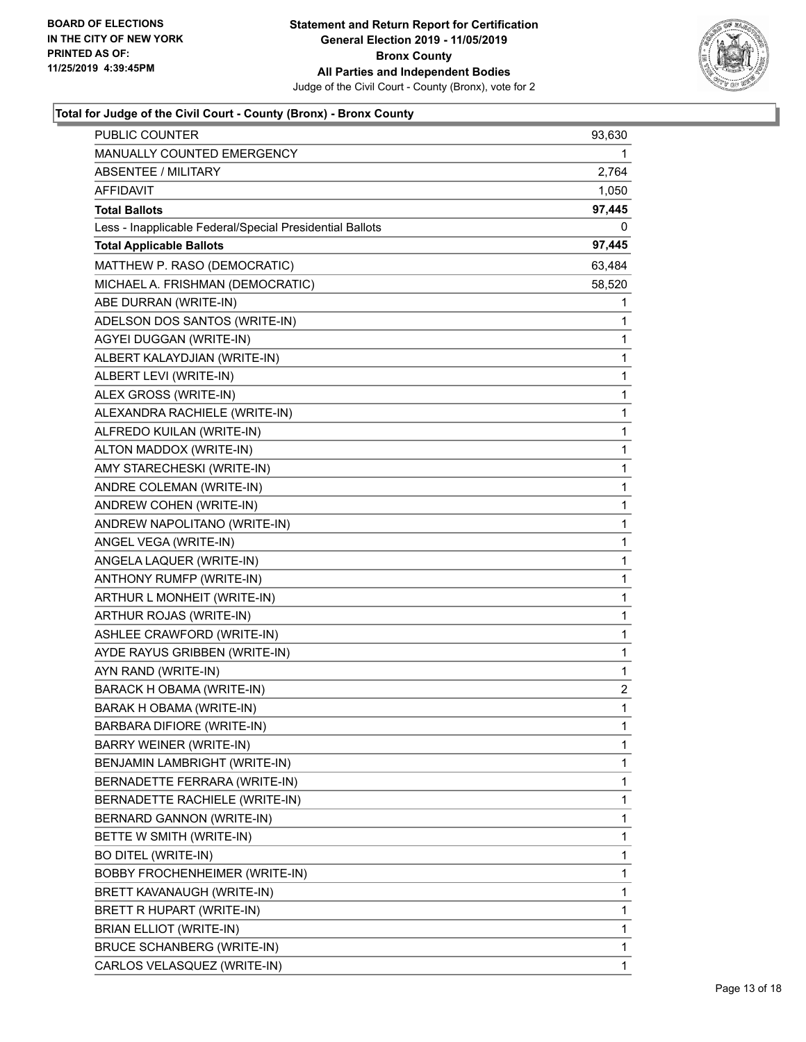**Statement and Return Report for Certification**
**General Election 2019 - 11/05/2019**
**Bronx County**
**All Parties and Independent Bodies**
Judge of the Civil Court - County (Bronx), vote for 2

BOARD OF ELECTIONS IN THE CITY OF NEW YORK PRINTED AS OF: 11/25/2019 4:39:45PM

### Total for Judge of the Civil Court - County (Bronx) - Bronx County

| | |
|---|---|
| PUBLIC COUNTER | 93,630 |
| MANUALLY COUNTED EMERGENCY | 1 |
| ABSENTEE / MILITARY | 2,764 |
| AFFIDAVIT | 1,050 |
| **Total Ballots** | **97,445** |
| Less - Inapplicable Federal/Special Presidential Ballots | 0 |
| **Total Applicable Ballots** | **97,445** |
| MATTHEW P. RASO (DEMOCRATIC) | 63,484 |
| MICHAEL A. FRISHMAN (DEMOCRATIC) | 58,520 |
| ABE DURRAN (WRITE-IN) | 1 |
| ADELSON DOS SANTOS (WRITE-IN) | 1 |
| AGYEI DUGGAN (WRITE-IN) | 1 |
| ALBERT KALAYDJIAN (WRITE-IN) | 1 |
| ALBERT LEVI (WRITE-IN) | 1 |
| ALEX GROSS (WRITE-IN) | 1 |
| ALEXANDRA RACHIELE (WRITE-IN) | 1 |
| ALFREDO KUILAN (WRITE-IN) | 1 |
| ALTON MADDOX (WRITE-IN) | 1 |
| AMY STARECHESKI (WRITE-IN) | 1 |
| ANDRE COLEMAN (WRITE-IN) | 1 |
| ANDREW COHEN (WRITE-IN) | 1 |
| ANDREW NAPOLITANO (WRITE-IN) | 1 |
| ANGEL VEGA (WRITE-IN) | 1 |
| ANGELA LAQUER (WRITE-IN) | 1 |
| ANTHONY RUMFP (WRITE-IN) | 1 |
| ARTHUR L MONHEIT (WRITE-IN) | 1 |
| ARTHUR ROJAS (WRITE-IN) | 1 |
| ASHLEE CRAWFORD (WRITE-IN) | 1 |
| AYDE RAYUS GRIBBEN (WRITE-IN) | 1 |
| AYN RAND (WRITE-IN) | 1 |
| BARACK H OBAMA (WRITE-IN) | 2 |
| BARAK H OBAMA (WRITE-IN) | 1 |
| BARBARA DIFIORE (WRITE-IN) | 1 |
| BARRY WEINER (WRITE-IN) | 1 |
| BENJAMIN LAMBRIGHT (WRITE-IN) | 1 |
| BERNADETTE FERRARA (WRITE-IN) | 1 |
| BERNADETTE RACHIELE (WRITE-IN) | 1 |
| BERNARD GANNON (WRITE-IN) | 1 |
| BETTE W SMITH (WRITE-IN) | 1 |
| BO DITEL (WRITE-IN) | 1 |
| BOBBY FROCHENHEIMER (WRITE-IN) | 1 |
| BRETT KAVANAUGH (WRITE-IN) | 1 |
| BRETT R HUPART (WRITE-IN) | 1 |
| BRIAN ELLIOT (WRITE-IN) | 1 |
| BRUCE SCHANBERG (WRITE-IN) | 1 |
| CARLOS VELASQUEZ (WRITE-IN) | 1 |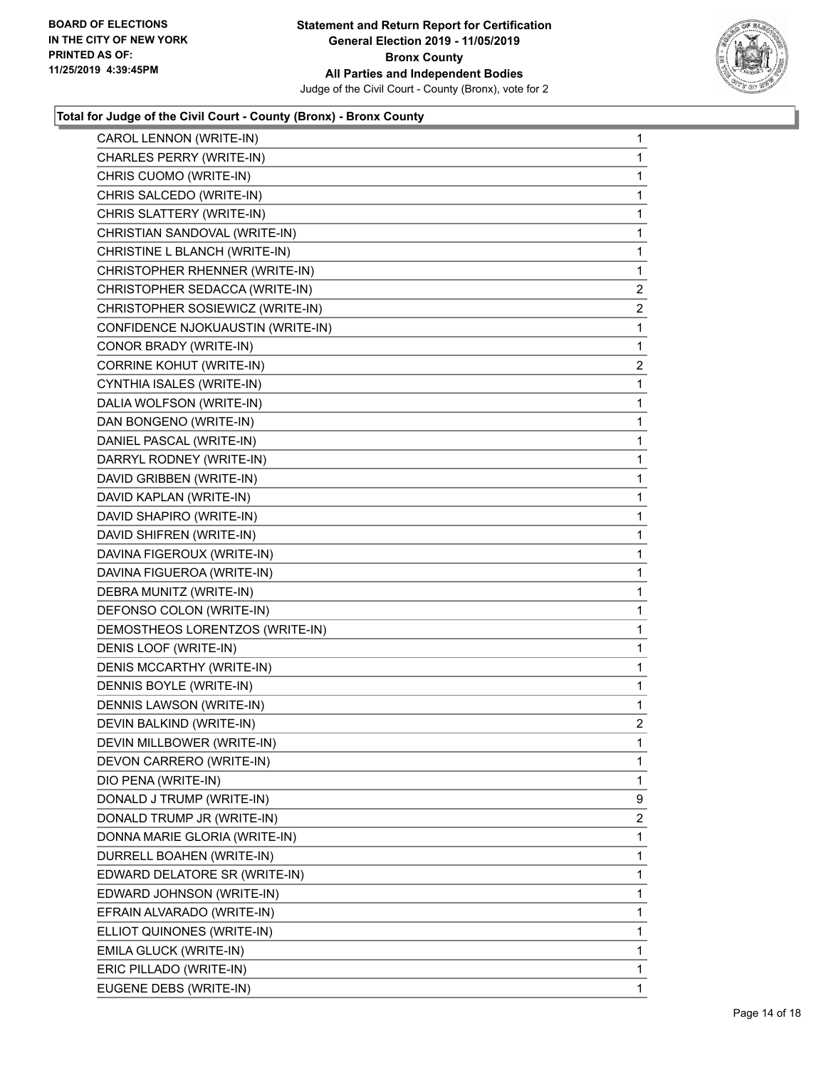**Total for Judge of the Civil Court - County (Bronx) - Bronx County**

| Candidate | Votes |
|---|---|
| CAROL LENNON (WRITE-IN) | 1 |
| CHARLES PERRY (WRITE-IN) | 1 |
| CHRIS CUOMO (WRITE-IN) | 1 |
| CHRIS SALCEDO (WRITE-IN) | 1 |
| CHRIS SLATTERY (WRITE-IN) | 1 |
| CHRISTIAN SANDOVAL (WRITE-IN) | 1 |
| CHRISTINE L BLANCH (WRITE-IN) | 1 |
| CHRISTOPHER RHENNER (WRITE-IN) | 1 |
| CHRISTOPHER SEDACCA (WRITE-IN) | 2 |
| CHRISTOPHER SOSIEWICZ (WRITE-IN) | 2 |
| CONFIDENCE NJOKUAUSTIN (WRITE-IN) | 1 |
| CONOR BRADY (WRITE-IN) | 1 |
| CORRINE KOHUT (WRITE-IN) | 2 |
| CYNTHIA ISALES (WRITE-IN) | 1 |
| DALIA WOLFSON (WRITE-IN) | 1 |
| DAN BONGENO (WRITE-IN) | 1 |
| DANIEL PASCAL (WRITE-IN) | 1 |
| DARRYL RODNEY (WRITE-IN) | 1 |
| DAVID GRIBBEN (WRITE-IN) | 1 |
| DAVID KAPLAN (WRITE-IN) | 1 |
| DAVID SHAPIRO (WRITE-IN) | 1 |
| DAVID SHIFREN (WRITE-IN) | 1 |
| DAVINA FIGEROUX (WRITE-IN) | 1 |
| DAVINA FIGUEROA (WRITE-IN) | 1 |
| DEBRA MUNITZ (WRITE-IN) | 1 |
| DEFONSO COLON (WRITE-IN) | 1 |
| DEMOSTHEOS LORENTZOS (WRITE-IN) | 1 |
| DENIS LOOF (WRITE-IN) | 1 |
| DENIS MCCARTHY (WRITE-IN) | 1 |
| DENNIS BOYLE (WRITE-IN) | 1 |
| DENNIS LAWSON (WRITE-IN) | 1 |
| DEVIN BALKIND (WRITE-IN) | 2 |
| DEVIN MILLBOWER (WRITE-IN) | 1 |
| DEVON CARRERO (WRITE-IN) | 1 |
| DIO PENA (WRITE-IN) | 1 |
| DONALD J TRUMP (WRITE-IN) | 9 |
| DONALD TRUMP JR (WRITE-IN) | 2 |
| DONNA MARIE GLORIA (WRITE-IN) | 1 |
| DURRELL BOAHEN (WRITE-IN) | 1 |
| EDWARD DELATORE SR (WRITE-IN) | 1 |
| EDWARD JOHNSON (WRITE-IN) | 1 |
| EFRAIN ALVARADO (WRITE-IN) | 1 |
| ELLIOT QUINONES (WRITE-IN) | 1 |
| EMILA GLUCK (WRITE-IN) | 1 |
| ERIC PILLADO (WRITE-IN) | 1 |
| EUGENE DEBS (WRITE-IN) | 1 |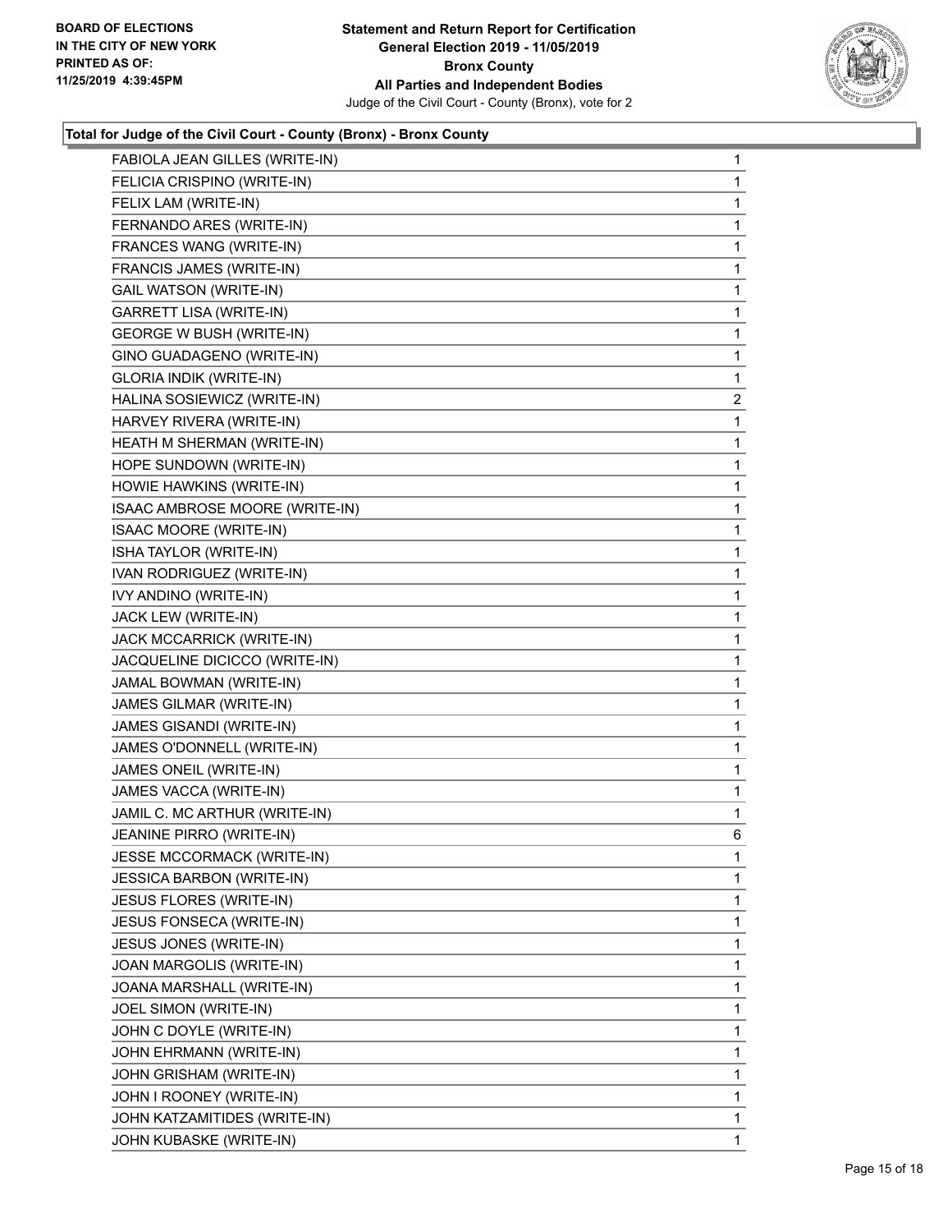**BOARD OF ELECTIONS IN THE CITY OF NEW YORK PRINTED AS OF: 11/25/2019 4:39:45PM**

**Statement and Return Report for Certification General Election 2019 - 11/05/2019 Bronx County All Parties and Independent Bodies**

Judge of the Civil Court - County (Bronx), vote for 2

### Total for Judge of the Civil Court - County (Bronx) - Bronx County

| Candidate | Votes |
|---|---|
| FABIOLA JEAN GILLES (WRITE-IN) | 1 |
| FELICIA CRISPINO (WRITE-IN) | 1 |
| FELIX LAM (WRITE-IN) | 1 |
| FERNANDO ARES (WRITE-IN) | 1 |
| FRANCES WANG (WRITE-IN) | 1 |
| FRANCIS JAMES (WRITE-IN) | 1 |
| GAIL WATSON (WRITE-IN) | 1 |
| GARRETT LISA (WRITE-IN) | 1 |
| GEORGE W BUSH (WRITE-IN) | 1 |
| GINO GUADAGENO (WRITE-IN) | 1 |
| GLORIA INDIK (WRITE-IN) | 1 |
| HALINA SOSIEWICZ (WRITE-IN) | 2 |
| HARVEY RIVERA (WRITE-IN) | 1 |
| HEATH M SHERMAN (WRITE-IN) | 1 |
| HOPE SUNDOWN (WRITE-IN) | 1 |
| HOWIE HAWKINS (WRITE-IN) | 1 |
| ISAAC AMBROSE MOORE (WRITE-IN) | 1 |
| ISAAC MOORE (WRITE-IN) | 1 |
| ISHA TAYLOR (WRITE-IN) | 1 |
| IVAN RODRIGUEZ (WRITE-IN) | 1 |
| IVY ANDINO (WRITE-IN) | 1 |
| JACK LEW (WRITE-IN) | 1 |
| JACK MCCARRICK (WRITE-IN) | 1 |
| JACQUELINE DICICCO (WRITE-IN) | 1 |
| JAMAL BOWMAN (WRITE-IN) | 1 |
| JAMES GILMAR (WRITE-IN) | 1 |
| JAMES GISANDI (WRITE-IN) | 1 |
| JAMES O'DONNELL (WRITE-IN) | 1 |
| JAMES ONEIL (WRITE-IN) | 1 |
| JAMES VACCA (WRITE-IN) | 1 |
| JAMIL C. MC ARTHUR (WRITE-IN) | 1 |
| JEANINE PIRRO (WRITE-IN) | 6 |
| JESSE MCCORMACK (WRITE-IN) | 1 |
| JESSICA BARBON (WRITE-IN) | 1 |
| JESUS FLORES (WRITE-IN) | 1 |
| JESUS FONSECA (WRITE-IN) | 1 |
| JESUS JONES (WRITE-IN) | 1 |
| JOAN MARGOLIS (WRITE-IN) | 1 |
| JOANA MARSHALL (WRITE-IN) | 1 |
| JOEL SIMON (WRITE-IN) | 1 |
| JOHN C DOYLE (WRITE-IN) | 1 |
| JOHN EHRMANN (WRITE-IN) | 1 |
| JOHN GRISHAM (WRITE-IN) | 1 |
| JOHN I ROONEY (WRITE-IN) | 1 |
| JOHN KATZAMITIDES (WRITE-IN) | 1 |
| JOHN KUBASKE (WRITE-IN) | 1 |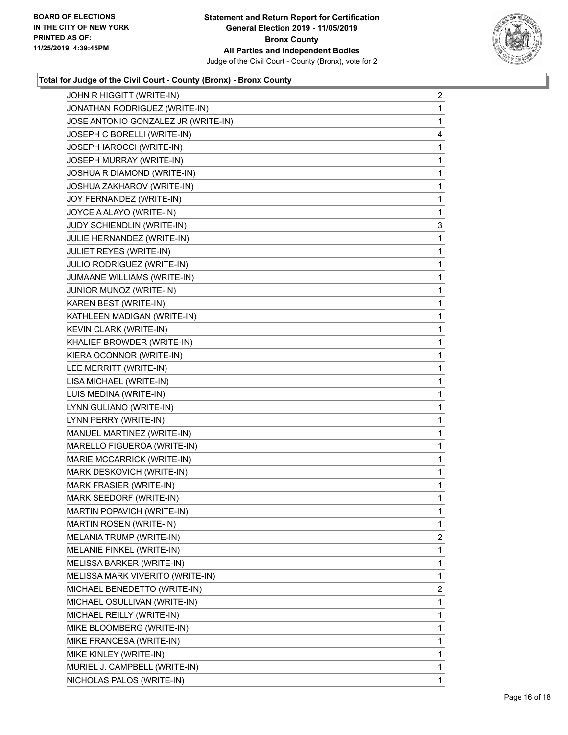**BOARD OF ELECTIONS IN THE CITY OF NEW YORK PRINTED AS OF: 11/25/2019 4:39:45PM**

**Statement and Return Report for Certification General Election 2019 - 11/05/2019 Bronx County All Parties and Independent Bodies**

Judge of the Civil Court - County (Bronx), vote for 2

### Total for Judge of the Civil Court - County (Bronx) - Bronx County

| Candidate | Votes |
|---|---|
| JOHN R HIGGITT (WRITE-IN) | 2 |
| JONATHAN RODRIGUEZ (WRITE-IN) | 1 |
| JOSE ANTONIO GONZALEZ JR (WRITE-IN) | 1 |
| JOSEPH C BORELLI (WRITE-IN) | 4 |
| JOSEPH IAROCCI (WRITE-IN) | 1 |
| JOSEPH MURRAY (WRITE-IN) | 1 |
| JOSHUA R DIAMOND (WRITE-IN) | 1 |
| JOSHUA ZAKHAROV (WRITE-IN) | 1 |
| JOY FERNANDEZ (WRITE-IN) | 1 |
| JOYCE A ALAYO (WRITE-IN) | 1 |
| JUDY SCHIENDLIN (WRITE-IN) | 3 |
| JULIE HERNANDEZ (WRITE-IN) | 1 |
| JULIET REYES (WRITE-IN) | 1 |
| JULIO RODRIGUEZ (WRITE-IN) | 1 |
| JUMAANE WILLIAMS (WRITE-IN) | 1 |
| JUNIOR MUNOZ (WRITE-IN) | 1 |
| KAREN BEST (WRITE-IN) | 1 |
| KATHLEEN MADIGAN (WRITE-IN) | 1 |
| KEVIN CLARK (WRITE-IN) | 1 |
| KHALIEF BROWDER (WRITE-IN) | 1 |
| KIERA OCONNOR (WRITE-IN) | 1 |
| LEE MERRITT (WRITE-IN) | 1 |
| LISA MICHAEL (WRITE-IN) | 1 |
| LUIS MEDINA (WRITE-IN) | 1 |
| LYNN GULIANO (WRITE-IN) | 1 |
| LYNN PERRY (WRITE-IN) | 1 |
| MANUEL MARTINEZ (WRITE-IN) | 1 |
| MARELLO FIGUEROA (WRITE-IN) | 1 |
| MARIE MCCARRICK (WRITE-IN) | 1 |
| MARK DESKOVICH (WRITE-IN) | 1 |
| MARK FRASIER (WRITE-IN) | 1 |
| MARK SEEDORF (WRITE-IN) | 1 |
| MARTIN POPAVICH (WRITE-IN) | 1 |
| MARTIN ROSEN (WRITE-IN) | 1 |
| MELANIA TRUMP (WRITE-IN) | 2 |
| MELANIE FINKEL (WRITE-IN) | 1 |
| MELISSA BARKER (WRITE-IN) | 1 |
| MELISSA MARK VIVERITO (WRITE-IN) | 1 |
| MICHAEL BENEDETTO (WRITE-IN) | 2 |
| MICHAEL OSULLIVAN (WRITE-IN) | 1 |
| MICHAEL REILLY (WRITE-IN) | 1 |
| MIKE BLOOMBERG (WRITE-IN) | 1 |
| MIKE FRANCESA (WRITE-IN) | 1 |
| MIKE KINLEY (WRITE-IN) | 1 |
| MURIEL J. CAMPBELL (WRITE-IN) | 1 |
| NICHOLAS PALOS (WRITE-IN) | 1 |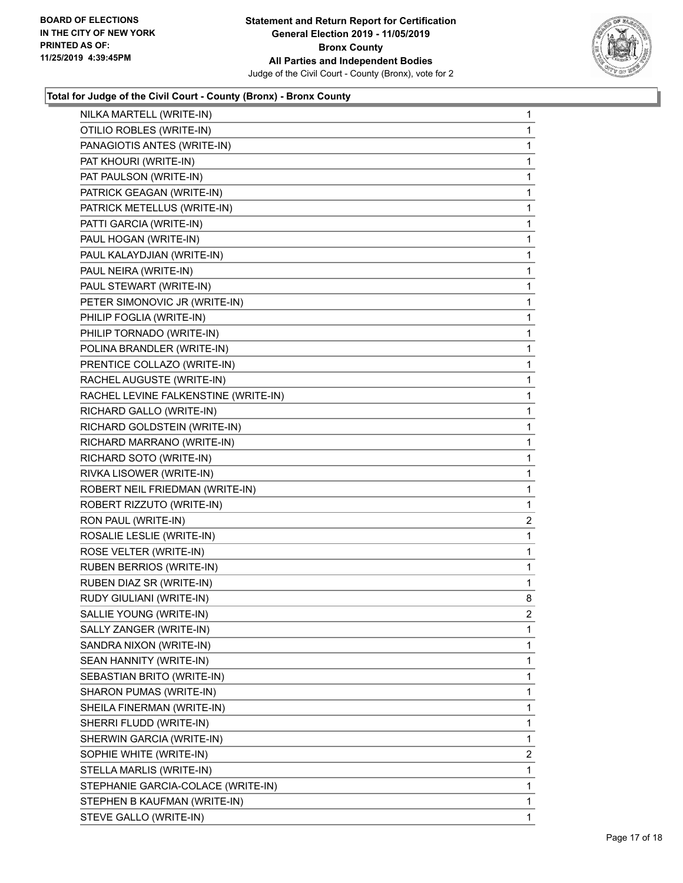BOARD OF ELECTIONS
IN THE CITY OF NEW YORK
PRINTED AS OF:
11/25/2019 4:39:45PM

**Statement and Return Report for Certification**
**General Election 2019 - 11/05/2019**
**Bronx County**
**All Parties and Independent Bodies**
Judge of the Civil Court - County (Bronx), vote for 2

**Total for Judge of the Civil Court - County (Bronx) - Bronx County**

| | |
|---|---|
| NILKA MARTELL (WRITE-IN) | 1 |
| OTILIO ROBLES (WRITE-IN) | 1 |
| PANAGIOTIS ANTES (WRITE-IN) | 1 |
| PAT KHOURI (WRITE-IN) | 1 |
| PAT PAULSON (WRITE-IN) | 1 |
| PATRICK GEAGAN (WRITE-IN) | 1 |
| PATRICK METELLUS (WRITE-IN) | 1 |
| PATTI GARCIA (WRITE-IN) | 1 |
| PAUL HOGAN (WRITE-IN) | 1 |
| PAUL KALAYDJIAN (WRITE-IN) | 1 |
| PAUL NEIRA (WRITE-IN) | 1 |
| PAUL STEWART (WRITE-IN) | 1 |
| PETER SIMONOVIC JR (WRITE-IN) | 1 |
| PHILIP FOGLIA (WRITE-IN) | 1 |
| PHILIP TORNADO (WRITE-IN) | 1 |
| POLINA BRANDLER (WRITE-IN) | 1 |
| PRENTICE COLLAZO (WRITE-IN) | 1 |
| RACHEL AUGUSTE (WRITE-IN) | 1 |
| RACHEL LEVINE FALKENSTINE (WRITE-IN) | 1 |
| RICHARD GALLO (WRITE-IN) | 1 |
| RICHARD GOLDSTEIN (WRITE-IN) | 1 |
| RICHARD MARRANO (WRITE-IN) | 1 |
| RICHARD SOTO (WRITE-IN) | 1 |
| RIVKA LISOWER (WRITE-IN) | 1 |
| ROBERT NEIL FRIEDMAN (WRITE-IN) | 1 |
| ROBERT RIZZUTO (WRITE-IN) | 1 |
| RON PAUL (WRITE-IN) | 2 |
| ROSALIE LESLIE (WRITE-IN) | 1 |
| ROSE VELTER (WRITE-IN) | 1 |
| RUBEN BERRIOS (WRITE-IN) | 1 |
| RUBEN DIAZ SR (WRITE-IN) | 1 |
| RUDY GIULIANI (WRITE-IN) | 8 |
| SALLIE YOUNG (WRITE-IN) | 2 |
| SALLY ZANGER (WRITE-IN) | 1 |
| SANDRA NIXON (WRITE-IN) | 1 |
| SEAN HANNITY (WRITE-IN) | 1 |
| SEBASTIAN BRITO (WRITE-IN) | 1 |
| SHARON PUMAS (WRITE-IN) | 1 |
| SHEILA FINERMAN (WRITE-IN) | 1 |
| SHERRI FLUDD (WRITE-IN) | 1 |
| SHERWIN GARCIA (WRITE-IN) | 1 |
| SOPHIE WHITE (WRITE-IN) | 2 |
| STELLA MARLIS (WRITE-IN) | 1 |
| STEPHANIE GARCIA-COLACE (WRITE-IN) | 1 |
| STEPHEN B KAUFMAN (WRITE-IN) | 1 |
| STEVE GALLO (WRITE-IN) | 1 |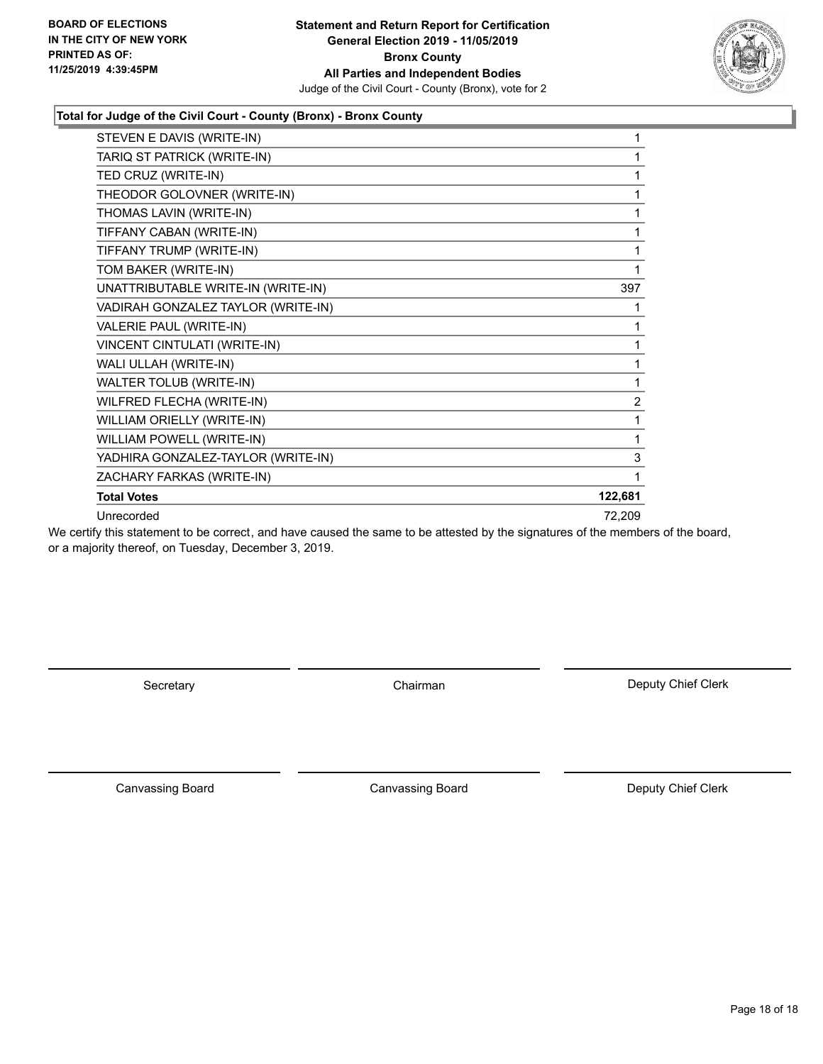**BOARD OF ELECTIONS IN THE CITY OF NEW YORK PRINTED AS OF: 11/25/2019 4:39:45PM**

**Statement and Return Report for Certification General Election 2019 - 11/05/2019 Bronx County All Parties and Independent Bodies**
Judge of the Civil Court - County (Bronx), vote for 2

### Total for Judge of the Civil Court - County (Bronx) - Bronx County

| | |
|---|---|
| STEVEN E DAVIS (WRITE-IN) | 1 |
| TARIQ ST PATRICK (WRITE-IN) | 1 |
| TED CRUZ (WRITE-IN) | 1 |
| THEODOR GOLOVNER (WRITE-IN) | 1 |
| THOMAS LAVIN (WRITE-IN) | 1 |
| TIFFANY CABAN (WRITE-IN) | 1 |
| TIFFANY TRUMP (WRITE-IN) | 1 |
| TOM BAKER (WRITE-IN) | 1 |
| UNATTRIBUTABLE WRITE-IN (WRITE-IN) | 397 |
| VADIRAH GONZALEZ TAYLOR (WRITE-IN) | 1 |
| VALERIE PAUL (WRITE-IN) | 1 |
| VINCENT CINTULATI (WRITE-IN) | 1 |
| WALI ULLAH (WRITE-IN) | 1 |
| WALTER TOLUB (WRITE-IN) | 1 |
| WILFRED FLECHA (WRITE-IN) | 2 |
| WILLIAM ORIELLY (WRITE-IN) | 1 |
| WILLIAM POWELL (WRITE-IN) | 1 |
| YADHIRA GONZALEZ-TAYLOR (WRITE-IN) | 3 |
| ZACHARY FARKAS (WRITE-IN) | 1 |
| **Total Votes** | **122,681** |
| Unrecorded | 72,209 |

We certify this statement to be correct, and have caused the same to be attested by the signatures of the members of the board, or a majority thereof, on Tuesday, December 3, 2019.

Secretary

Chairman

Deputy Chief Clerk

Canvassing Board

Canvassing Board

Deputy Chief Clerk